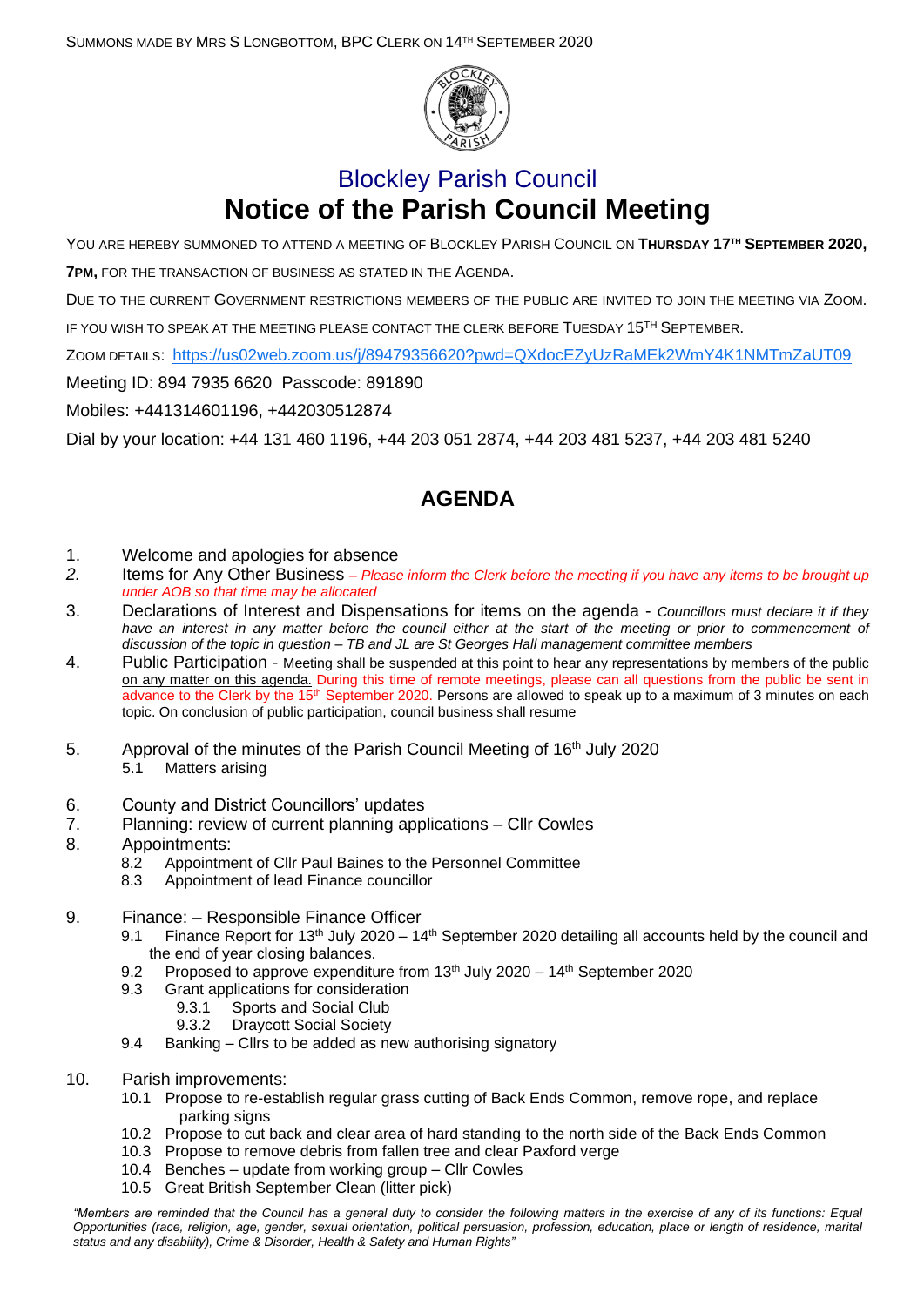SUMMONS MADE BY MRS S LONGBOTTOM, BPC CLERK ON 14TH SEPTEMBER 2020

# Blockley Parish Council

# Notice of the Parish Council Meeting

YOU ARE HEREBY SUMMONED TO ATTEND A MEETING OF BLOCKLEY PARISH COUNCIL ON **THURSDAY 17TH SEPTEMBER 2020, 7PM,** FOR THE TRANSACTION OF BUSINESS AS STATED IN THE AGENDA.

DUE TO THE CURRENT GOVERNMENT RESTRICTIONS MEMBERS OF THE PUBLIC ARE INVITED TO JOIN THE MEETING VIA ZOOM.

IF YOU WISH TO SPEAK AT THE MEETING PLEASE CONTACT THE CLERK BEFORE TUESDAY 15TH SEPTEMBER.

ZOOM DETAILS: https://us02web.zoom.us/j/89479356620?pwd=QXdocEZyUzRaMEk2WmY4K1NMTmZaUT09

Meeting ID: 894 7935 6620 Passcode: 891890

Mobiles: +441314601196, +442030512874

Dial by your location: +44 131 460 1196, +44 203 051 2874, +44 203 481 5237, +44 203 481 5240

## AGENDA

1. Welcome and apologies for absence
2. Items for Any Other Business – *Please inform the Clerk before the meeting if you have any items to be brought up under AOB so that time may be allocated*
3. Declarations of Interest and Dispensations for items on the agenda - *Councillors must declare it if they have an interest in any matter before the council either at the start of the meeting or prior to commencement of discussion of the topic in question – TB and JL are St Georges Hall management committee members*
4. Public Participation - Meeting shall be suspended at this point to hear any representations by members of the public on any matter on this agenda. During this time of remote meetings, please can all questions from the public be sent in advance to the Clerk by the 15th September 2020. Persons are allowed to speak up to a maximum of 3 minutes on each topic. On conclusion of public participation, council business shall resume
5. Approval of the minutes of the Parish Council Meeting of 16th July 2020
   - 5.1 Matters arising
6. County and District Councillors' updates
7. Planning: review of current planning applications – Cllr Cowles
8. Appointments:
   - 8.2 Appointment of Cllr Paul Baines to the Personnel Committee
   - 8.3 Appointment of lead Finance councillor
9. Finance: – Responsible Finance Officer
   - 9.1 Finance Report for 13th July 2020 – 14th September 2020 detailing all accounts held by the council and the end of year closing balances.
   - 9.2 Proposed to approve expenditure from 13th July 2020 – 14th September 2020
   - 9.3 Grant applications for consideration
     - 9.3.1 Sports and Social Club
     - 9.3.2 Draycott Social Society
   - 9.4 Banking – Cllrs to be added as new authorising signatory
10. Parish improvements:
    - 10.1 Propose to re-establish regular grass cutting of Back Ends Common, remove rope, and replace parking signs
    - 10.2 Propose to cut back and clear area of hard standing to the north side of the Back Ends Common
    - 10.3 Propose to remove debris from fallen tree and clear Paxford verge
    - 10.4 Benches – update from working group – Cllr Cowles
    - 10.5 Great British September Clean (litter pick)

*"Members are reminded that the Council has a general duty to consider the following matters in the exercise of any of its functions: Equal Opportunities (race, religion, age, gender, sexual orientation, political persuasion, profession, education, place or length of residence, marital status and any disability), Crime & Disorder, Health & Safety and Human Rights"*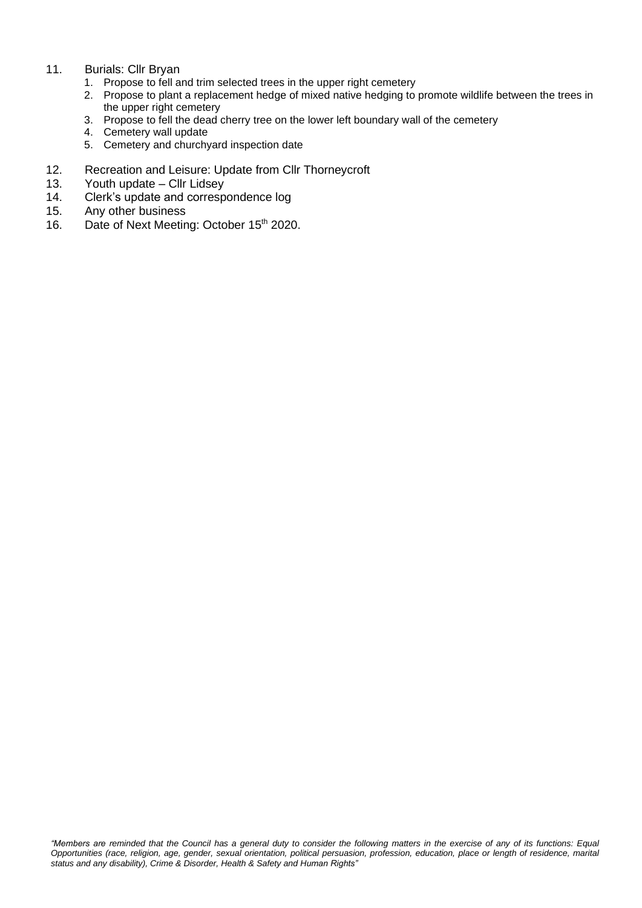11. Burials: Cllr Bryan
    1. Propose to fell and trim selected trees in the upper right cemetery
    2. Propose to plant a replacement hedge of mixed native hedging to promote wildlife between the trees in the upper right cemetery
    3. Propose to fell the dead cherry tree on the lower left boundary wall of the cemetery
    4. Cemetery wall update
    5. Cemetery and churchyard inspection date

12. Recreation and Leisure: Update from Cllr Thorneycroft
13. Youth update – Cllr Lidsey
14. Clerk's update and correspondence log
15. Any other business
16. Date of Next Meeting: October 15th 2020.

*"Members are reminded that the Council has a general duty to consider the following matters in the exercise of any of its functions: Equal Opportunities (race, religion, age, gender, sexual orientation, political persuasion, profession, education, place or length of residence, marital status and any disability), Crime & Disorder, Health & Safety and Human Rights"*